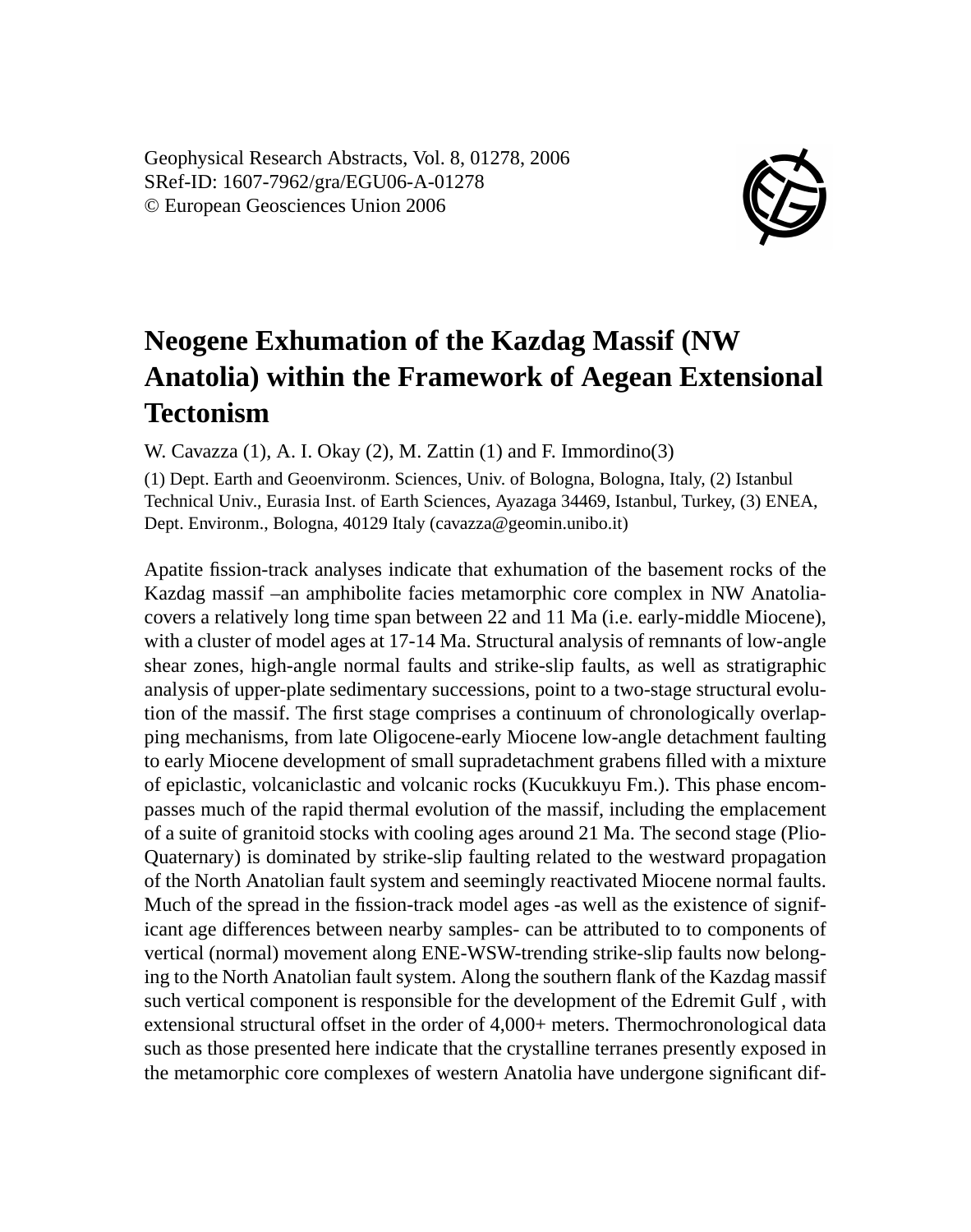Geophysical Research Abstracts, Vol. 8, 01278, 2006
SRef-ID: 1607-7962/gra/EGU06-A-01278
© European Geosciences Union 2006

# Neogene Exhumation of the Kazdag Massif (NW Anatolia) within the Framework of Aegean Extensional Tectonism

W. Cavazza (1), A. I. Okay (2), M. Zattin (1) and F. Immordino(3)

(1) Dept. Earth and Geoenvironm. Sciences, Univ. of Bologna, Bologna, Italy, (2) Istanbul Technical Univ., Eurasia Inst. of Earth Sciences, Ayazaga 34469, Istanbul, Turkey, (3) ENEA, Dept. Environm., Bologna, 40129 Italy (cavazza@geomin.unibo.it)

Apatite fission-track analyses indicate that exhumation of the basement rocks of the Kazdag massif –an amphibolite facies metamorphic core complex in NW Anatolia- covers a relatively long time span between 22 and 11 Ma (i.e. early-middle Miocene), with a cluster of model ages at 17-14 Ma. Structural analysis of remnants of low-angle shear zones, high-angle normal faults and strike-slip faults, as well as stratigraphic analysis of upper-plate sedimentary successions, point to a two-stage structural evolution of the massif. The first stage comprises a continuum of chronologically overlapping mechanisms, from late Oligocene-early Miocene low-angle detachment faulting to early Miocene development of small supradetachment grabens filled with a mixture of epiclastic, volcaniclastic and volcanic rocks (Kucukkuyu Fm.). This phase encompasses much of the rapid thermal evolution of the massif, including the emplacement of a suite of granitoid stocks with cooling ages around 21 Ma. The second stage (Plio-Quaternary) is dominated by strike-slip faulting related to the westward propagation of the North Anatolian fault system and seemingly reactivated Miocene normal faults. Much of the spread in the fission-track model ages -as well as the existence of significant age differences between nearby samples- can be attributed to to components of vertical (normal) movement along ENE-WSW-trending strike-slip faults now belonging to the North Anatolian fault system. Along the southern flank of the Kazdag massif such vertical component is responsible for the development of the Edremit Gulf , with extensional structural offset in the order of 4,000+ meters. Thermochronological data such as those presented here indicate that the crystalline terranes presently exposed in the metamorphic core complexes of western Anatolia have undergone significant dif-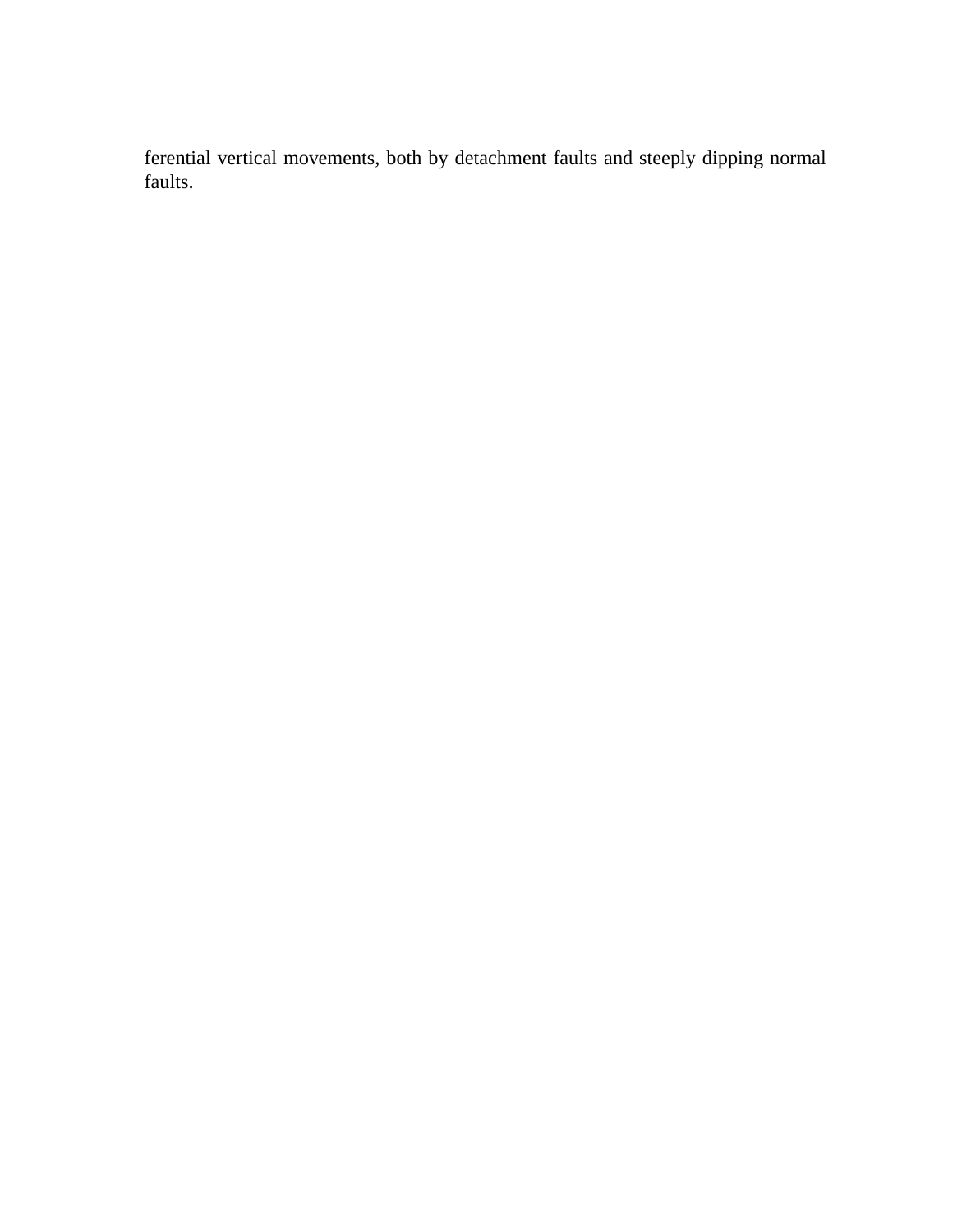ferential vertical movements, both by detachment faults and steeply dipping normal faults.